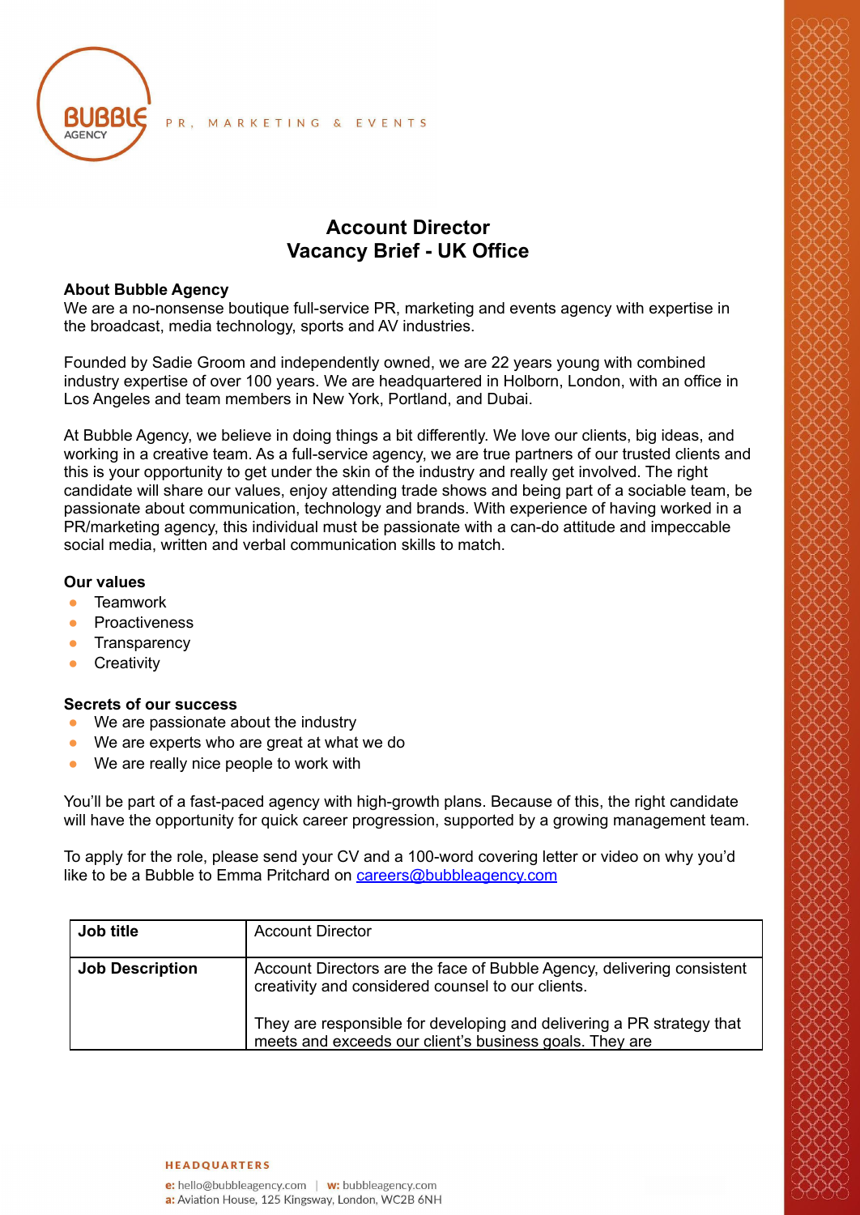PR, MARKETING & EVENTS

# Account Director
# Vacancy Brief - UK Office

**About Bubble Agency**
We are a no-nonsense boutique full-service PR, marketing and events agency with expertise in the broadcast, media technology, sports and AV industries.

Founded by Sadie Groom and independently owned, we are 22 years young with combined industry expertise of over 100 years. We are headquartered in Holborn, London, with an office in Los Angeles and team members in New York, Portland, and Dubai.

At Bubble Agency, we believe in doing things a bit differently. We love our clients, big ideas, and working in a creative team. As a full-service agency, we are true partners of our trusted clients and this is your opportunity to get under the skin of the industry and really get involved. The right candidate will share our values, enjoy attending trade shows and being part of a sociable team, be passionate about communication, technology and brands. With experience of having worked in a PR/marketing agency, this individual must be passionate with a can-do attitude and impeccable social media, written and verbal communication skills to match.

**Our values**
- Teamwork
- Proactiveness
- Transparency
- Creativity

**Secrets of our success**
- We are passionate about the industry
- We are experts who are great at what we do
- We are really nice people to work with

You'll be part of a fast-paced agency with high-growth plans. Because of this, the right candidate will have the opportunity for quick career progression, supported by a growing management team.

To apply for the role, please send your CV and a 100-word covering letter or video on why you'd like to be a Bubble to Emma Pritchard on careers@bubbleagency.com

| **Job title** | Account Director |
|---|---|
| **Job Description** | Account Directors are the face of Bubble Agency, delivering consistent creativity and considered counsel to our clients.<br><br>They are responsible for developing and delivering a PR strategy that meets and exceeds our client's business goals. They are |

**HEADQUARTERS**
**e:** hello@bubbleagency.com | **w:** bubbleagency.com
**a:** Aviation House, 125 Kingsway, London, WC2B 6NH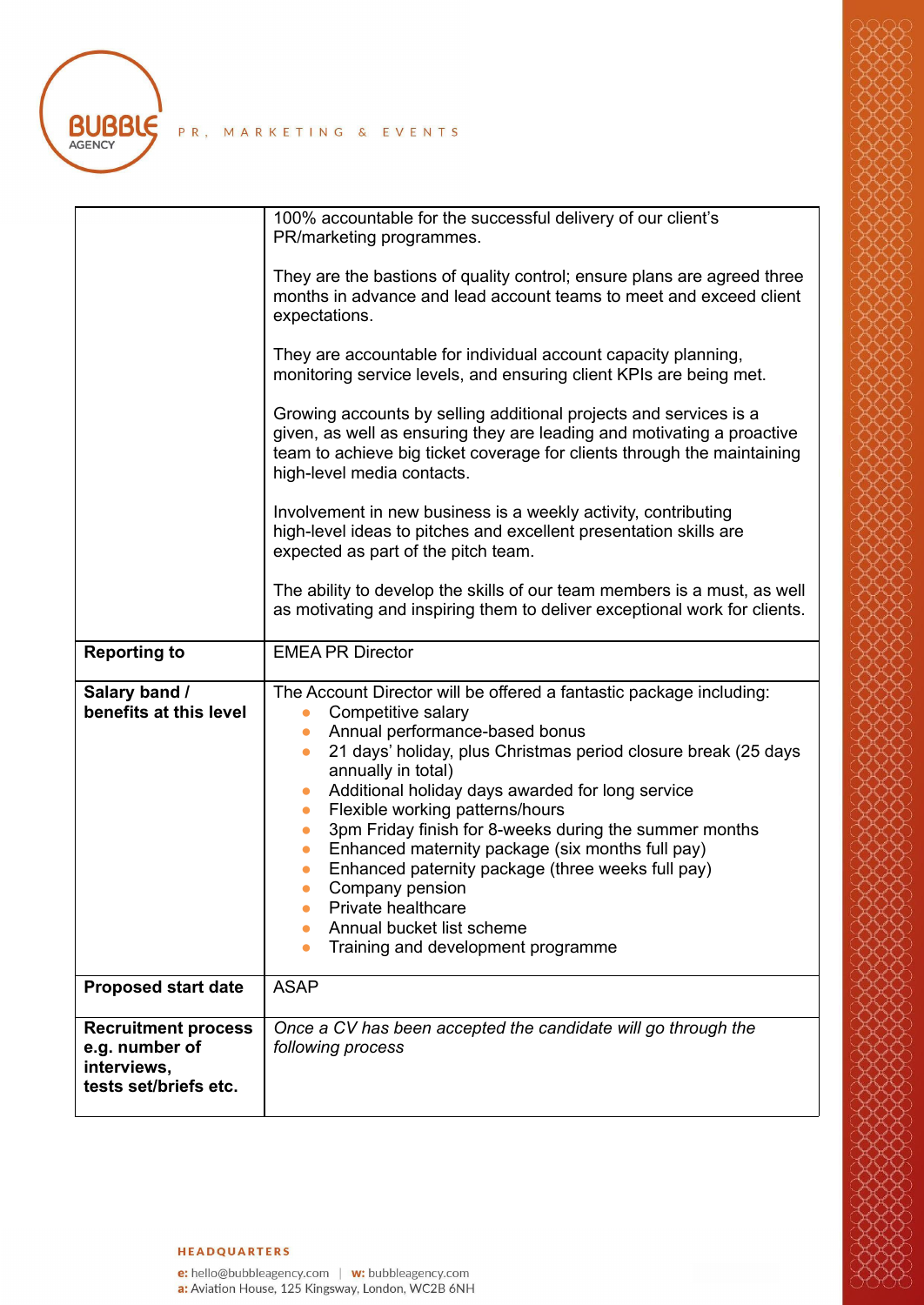| | |
|---|---|
| | 100% accountable for the successful delivery of our client's PR/marketing programmes.<br><br>They are the bastions of quality control; ensure plans are agreed three months in advance and lead account teams to meet and exceed client expectations.<br><br>They are accountable for individual account capacity planning, monitoring service levels, and ensuring client KPIs are being met.<br><br>Growing accounts by selling additional projects and services is a given, as well as ensuring they are leading and motivating a proactive team to achieve big ticket coverage for clients through the maintaining high-level media contacts.<br><br>Involvement in new business is a weekly activity, contributing high-level ideas to pitches and excellent presentation skills are expected as part of the pitch team.<br><br>The ability to develop the skills of our team members is a must, as well as motivating and inspiring them to deliver exceptional work for clients. |
| **Reporting to** | EMEA PR Director |
| **Salary band / benefits at this level** | The Account Director will be offered a fantastic package including:<br>• Competitive salary<br>• Annual performance-based bonus<br>• 21 days' holiday, plus Christmas period closure break (25 days annually in total)<br>• Additional holiday days awarded for long service<br>• Flexible working patterns/hours<br>• 3pm Friday finish for 8-weeks during the summer months<br>• Enhanced maternity package (six months full pay)<br>• Enhanced paternity package (three weeks full pay)<br>• Company pension<br>• Private healthcare<br>• Annual bucket list scheme<br>• Training and development programme |
| **Proposed start date** | ASAP |
| **Recruitment process e.g. number of interviews, tests set/briefs etc.** | *Once a CV has been accepted the candidate will go through the following process* |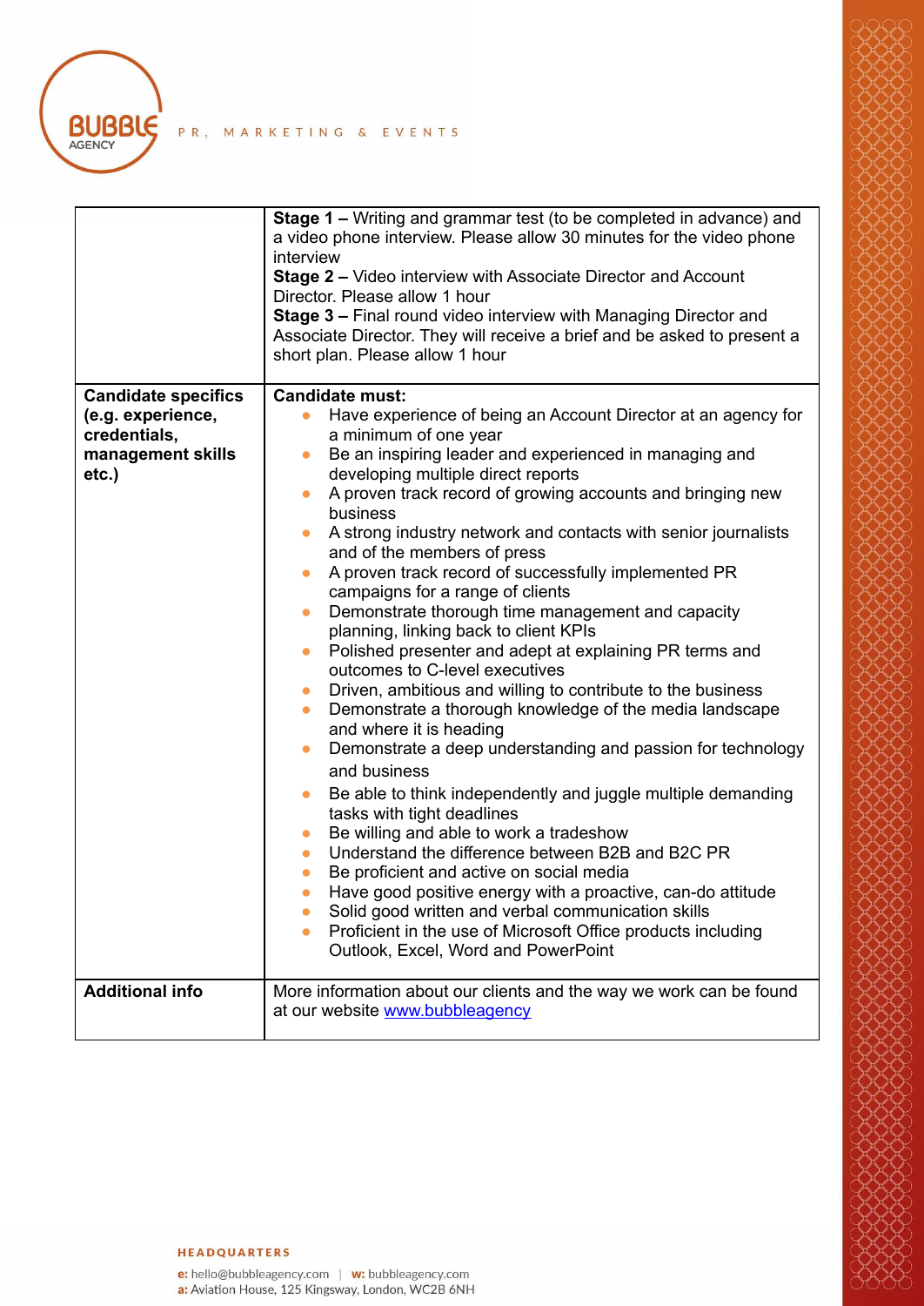| | |
|---|---|
| | **Stage 1 –** Writing and grammar test (to be completed in advance) and a video phone interview. Please allow 30 minutes for the video phone interview<br>**Stage 2 –** Video interview with Associate Director and Account Director. Please allow 1 hour<br>**Stage 3 –** Final round video interview with Managing Director and Associate Director. They will receive a brief and be asked to present a short plan. Please allow 1 hour |
| **Candidate specifics (e.g. experience, credentials, management skills etc.)** | **Candidate must:**<br>• Have experience of being an Account Director at an agency for a minimum of one year<br>• Be an inspiring leader and experienced in managing and developing multiple direct reports<br>• A proven track record of growing accounts and bringing new business<br>• A strong industry network and contacts with senior journalists and of the members of press<br>• A proven track record of successfully implemented PR campaigns for a range of clients<br>• Demonstrate thorough time management and capacity planning, linking back to client KPIs<br>• Polished presenter and adept at explaining PR terms and outcomes to C-level executives<br>• Driven, ambitious and willing to contribute to the business<br>• Demonstrate a thorough knowledge of the media landscape and where it is heading<br>• Demonstrate a deep understanding and passion for technology and business<br>• Be able to think independently and juggle multiple demanding tasks with tight deadlines<br>• Be willing and able to work a tradeshow<br>• Understand the difference between B2B and B2C PR<br>• Be proficient and active on social media<br>• Have good positive energy with a proactive, can-do attitude<br>• Solid good written and verbal communication skills<br>• Proficient in the use of Microsoft Office products including Outlook, Excel, Word and PowerPoint |
| **Additional info** | More information about our clients and the way we work can be found at our website [www.bubbleagency](www.bubbleagency) |